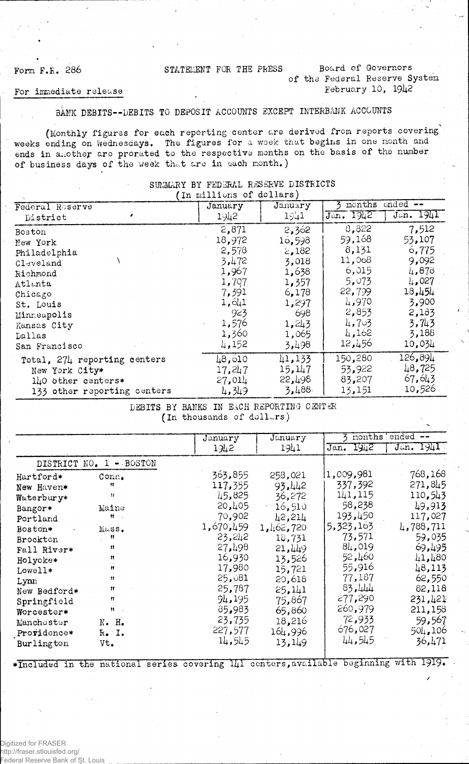Form F.R. 286

STATEMENT FOR THE PRESS

Board of Governors of the Federal Reserve System
February 10, 1942

For immediate release

# BANK DEBITS--DEBITS TO DEPOSIT ACCOUNTS EXCEPT INTERBANK ACCOUNTS

(Monthly figures for each reporting center are derived from reports covering weeks ending on Wednesdays. The figures for a week that begins in one month and ends in another are prorated to the respective months on the basis of the number of business days of the week that are in each month.)

## SUMMARY BY FEDERAL RESERVE DISTRICTS
(In millions of dollars)

| Federal Reserve District | January 1942 | January 1941 | 3 months ended -- Jan. 1942 | Jan. 1941 |
|---|---|---|---|---|
| Boston | 2,871 | 2,362 | 8,822 | 7,512 |
| New York | 18,972 | 16,598 | 59,168 | 53,107 |
| Philadelphia | 2,578 | 2,182 | 8,131 | 6,775 |
| Cleveland | 3,472 | 3,018 | 11,068 | 9,092 |
| Richmond | 1,967 | 1,638 | 6,015 | 4,878 |
| Atlanta | 1,707 | 1,357 | 5,073 | 4,027 |
| Chicago | 7,391 | 6,178 | 22,799 | 18,454 |
| St. Louis | 1,641 | 1,297 | 4,970 | 3,900 |
| Minneapolis | 923 | 698 | 2,853 | 2,183 |
| Kansas City | 1,576 | 1,243 | 4,703 | 3,743 |
| Dallas | 1,360 | 1,065 | 4,162 | 3,188 |
| San Francisco | 4,152 | 3,498 | 12,456 | 10,034 |
| Total, 274 reporting centers | 48,610 | 41,133 | 150,280 | 126,894 |
| New York City* | 17,247 | 15,147 | 53,922 | 48,725 |
| 140 other centers* | 27,014 | 22,498 | 83,207 | 67,643 |
| 133 other reporting centers | 4,349 | 3,488 | 13,151 | 10,526 |

## DEBITS BY BANKS IN EACH REPORTING CENTER
(In thousands of dollars)

| | | January 1942 | January 1941 | 3 months ended -- Jan. 1942 | Jan. 1941 |
|---|---|---|---|---|---|
| DISTRICT NO. 1 - BOSTON | | | | | |
| Hartford* | Conn. | 363,855 | 258,021 | 1,009,981 | 768,168 |
| New Haven* | " | 117,355 | 93,442 | 337,392 | 271,845 |
| Waterbury* | " | 45,825 | 36,272 | 141,115 | 110,543 |
| Bangor* | Maine | 20,405 | 16,510 | 58,238 | 49,913 |
| Portland | " | 70,902 | 42,214 | 193,450 | 117,027 |
| Boston* | Mass. | 1,670,459 | 1,462,720 | 5,323,163 | 4,788,711 |
| Brockton | " | 23,242 | 18,731 | 73,571 | 59,035 |
| Fall River* | " | 27,498 | 21,449 | 84,019 | 69,495 |
| Holyoke* | " | 16,930 | 13,526 | 52,460 | 41,480 |
| Lowell* | " | 17,980 | 15,721 | 55,916 | 48,113 |
| Lynn | " | 25,081 | 20,618 | 77,187 | 62,550 |
| New Bedford* | " | 25,787 | 25,141 | 83,444 | 82,118 |
| Springfield | " | 94,195 | 75,867 | 277,290 | 231,421 |
| Worcester* | " | 85,983 | 65,860 | 260,979 | 211,158 |
| Manchester | N. H. | 23,735 | 18,216 | 72,933 | 59,567 |
| Providence* | R. I. | 227,577 | 164,996 | 676,027 | 504,106 |
| Burlington | Vt. | 14,545 | 13,149 | 44,545 | 36,471 |

*Included in the national series covering 141 centers, available beginning with 1919.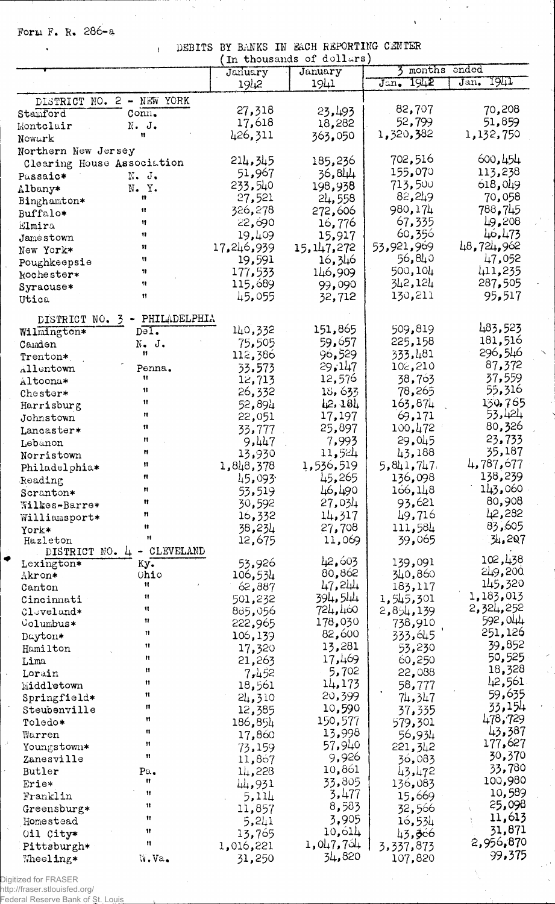Form F. R. 286-a

DEBITS BY BANKS IN EACH REPORTING CENTER
(In thousands of dollars)

| | | January 1942 | January 1941 | 3 months ended Jan. 1942 | 3 months ended Jan. 1941 |
|---|---|---|---|---|---|
| DISTRICT NO. 2 - NEW YORK | | | | | |
| Stamford | Conn. | 27,318 | 23,493 | 82,707 | 70,208 |
| Montclair | N. J. | 17,618 | 18,282 | 52,799 | 51,859 |
| Newark | " | 426,311 | 363,050 | 1,320,382 | 1,132,750 |
| Northern New Jersey Clearing House Association | | 214,345 | 185,236 | 702,516 | 600,454 |
| Passaic* | N. J. | 51,967 | 36,844 | 155,070 | 113,238 |
| Albany* | N. Y. | 233,540 | 198,938 | 713,500 | 618,049 |
| Binghamton* | " | 27,521 | 24,558 | 82,249 | 70,058 |
| Buffalo* | " | 326,278 | 272,606 | 980,174 | 788,745 |
| Elmira | " | 22,690 | 16,776 | 67,335 | 49,208 |
| Jamestown | " | 19,409 | 15,917 | 60,356 | 46,473 |
| New York* | " | 17,246,939 | 15,147,272 | 53,921,969 | 48,724,962 |
| Poughkeepsie | " | 19,591 | 16,346 | 56,840 | 47,052 |
| Rochester* | " | 177,533 | 146,909 | 500,104 | 411,235 |
| Syracuse* | " | 115,689 | 99,090 | 342,124 | 287,505 |
| Utica | " | 45,055 | 32,712 | 130,211 | 95,517 |
| DISTRICT NO. 3 - PHILADELPHIA | | | | | |
| Wilmington* | Del. | 140,332 | 151,865 | 509,819 | 483,523 |
| Camden | N. J. | 75,505 | 59,657 | 225,158 | 181,516 |
| Trenton* | " | 112,386 | 96,529 | 333,481 | 296,546 |
| Allentown | Penna. | 33,573 | 29,147 | 102,210 | 87,372 |
| Altoona* | " | 12,713 | 12,576 | 38,763 | 37,559 |
| Chester* | " | 26,332 | 18,633 | 78,265 | 55,316 |
| Harrisburg | " | 52,894 | 42,184 | 163,874 | 130,765 |
| Johnstown | " | 22,051 | 17,197 | 69,171 | 53,424 |
| Lancaster* | " | 33,777 | 25,897 | 100,472 | 80,326 |
| Lebanon | " | 9,447 | 7,993 | 29,045 | 23,733 |
| Norristown | " | 13,930 | 11,524 | 43,188 | 35,187 |
| Philadelphia* | " | 1,848,378 | 1,536,519 | 5,841,747 | 4,787,677 |
| Reading | " | 45,093 | 45,265 | 136,098 | 138,239 |
| Scranton* | " | 53,519 | 46,490 | 166,148 | 143,060 |
| Wilkes-Barre* | " | 30,592 | 27,034 | 93,621 | 80,908 |
| Williamsport* | " | 16,332 | 14,317 | 49,716 | 42,282 |
| York* | " | 38,234 | 27,708 | 111,584 | 83,605 |
| Hazleton | " | 12,675 | 11,069 | 39,065 | 34,207 |
| DISTRICT NO. 4 - CLEVELAND | | | | | |
| Lexington* | Ky. | 53,926 | 42,603 | 139,091 | 102,438 |
| Akron* | Ohio | 106,534 | 80,862 | 340,860 | 249,200 |
| Canton | " | 62,887 | 47,244 | 183,117 | 145,320 |
| Cincinnati | " | 501,232 | 394,544 | 1,545,301 | 1,183,013 |
| Cleveland* | " | 885,056 | 724,460 | 2,854,139 | 2,324,252 |
| Columbus* | " | 222,965 | 178,030 | 738,910 | 592,044 |
| Dayton* | " | 106,139 | 82,600 | 333,645 | 251,126 |
| Hamilton | " | 17,320 | 13,281 | 53,230 | 39,852 |
| Lima | " | 21,263 | 17,469 | 60,250 | 50,525 |
| Lorain | " | 7,452 | 5,702 | 22,088 | 18,328 |
| Middletown | " | 18,561 | 14,173 | 58,777 | 42,561 |
| Springfield* | " | 24,310 | 20,399 | 74,347 | 59,635 |
| Steubenville | " | 12,385 | 10,590 | 37,335 | 33,154 |
| Toledo* | " | 186,854 | 150,577 | 579,301 | 478,729 |
| Warren | " | 17,860 | 13,998 | 56,934 | 43,387 |
| Youngstown* | " | 73,159 | 57,940 | 221,342 | 177,627 |
| Zanesville | " | 11,867 | 9,926 | 36,083 | 30,370 |
| Butler | Pa. | 14,228 | 10,861 | 43,472 | 33,780 |
| Erie* | " | 44,931 | 33,805 | 136,083 | 100,980 |
| Franklin | " | 5,114 | 3,477 | 15,669 | 10,589 |
| Greensburg* | " | 11,857 | 8,583 | 32,566 | 25,098 |
| Homestead | " | 5,241 | 3,905 | 16,534 | 11,613 |
| Oil City* | " | 13,765 | 10,614 | 43,366 | 31,871 |
| Pittsburgh* | " | 1,016,221 | 1,047,764 | 3,337,873 | 2,956,870 |
| Wheeling* | W.Va. | 31,250 | 34,820 | 107,820 | 99,375 |

Digitized for FRASER
http://fraser.stlouisfed.org/
Federal Reserve Bank of St. Louis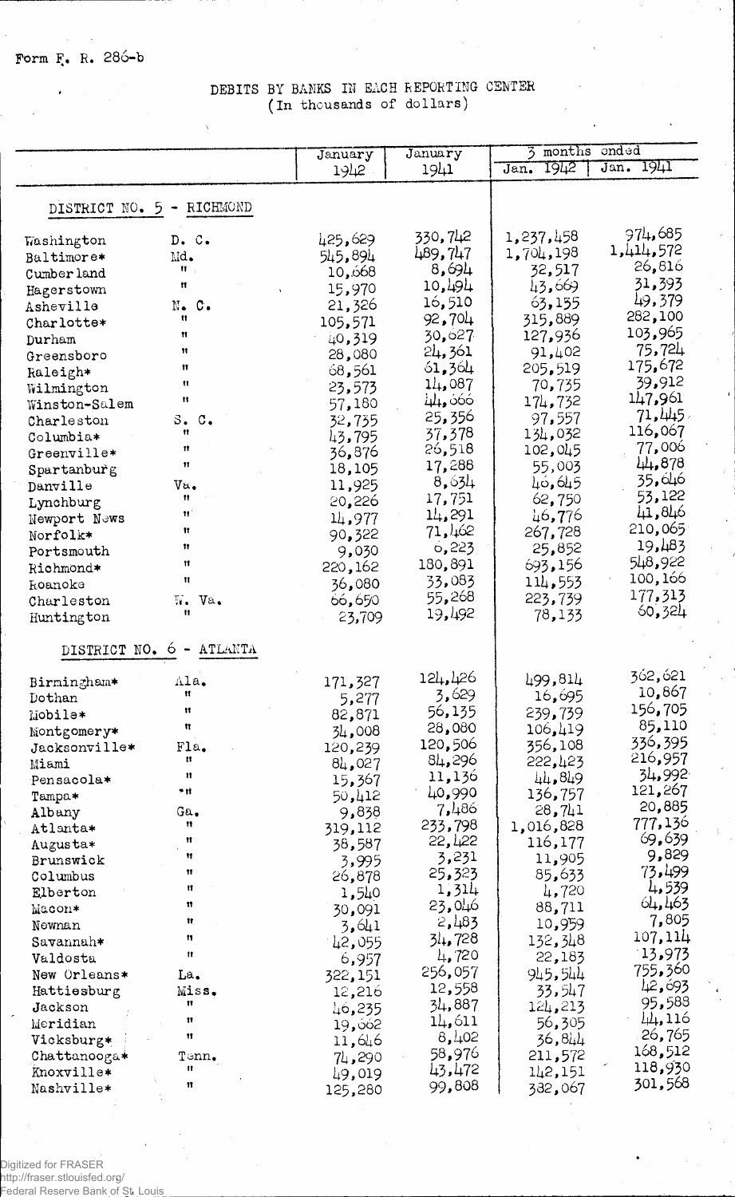Form F. R. 286-b

## DEBITS BY BANKS IN EACH REPORTING CENTER
(In thousands of dollars)

| | | January 1942 | January 1941 | 3 months ended Jan. 1942 | 3 months ended Jan. 1941 |
|---|---|---|---|---|---|
| **DISTRICT NO. 5 - RICHMOND** | | | | | |
| Washington | D. C. | 425,629 | 330,742 | 1,237,458 | 974,685 |
| Baltimore* | Md. | 545,894 | 489,747 | 1,704,198 | 1,414,572 |
| Cumberland | " | 10,668 | 8,694 | 32,517 | 26,816 |
| Hagerstown | " | 15,970 | 10,494 | 43,669 | 31,393 |
| Asheville | N. C. | 21,326 | 16,510 | 63,135 | 49,379 |
| Charlotte* | " | 105,571 | 92,704 | 315,889 | 282,100 |
| Durham | " | 40,319 | 30,627 | 127,936 | 103,965 |
| Greensboro | " | 28,080 | 24,361 | 91,402 | 75,724 |
| Raleigh* | " | 68,561 | 61,364 | 205,519 | 175,672 |
| Wilmington | " | 23,573 | 14,087 | 70,735 | 39,912 |
| Winston-Salem | " | 57,180 | 44,666 | 174,732 | 147,961 |
| Charleston | S. C. | 32,735 | 25,356 | 97,557 | 71,445 |
| Columbia* | " | 43,795 | 37,378 | 134,032 | 116,067 |
| Greenville* | " | 36,876 | 26,518 | 102,045 | 77,006 |
| Spartanburg | " | 18,105 | 17,288 | 55,003 | 44,878 |
| Danville | Va. | 11,925 | 8,634 | 46,645 | 35,646 |
| Lynchburg | " | 20,226 | 17,751 | 62,750 | 53,122 |
| Newport News | " | 14,977 | 14,291 | 46,776 | 41,846 |
| Norfolk* | " | 90,322 | 71,462 | 267,728 | 210,065 |
| Portsmouth | " | 9,030 | 6,223 | 25,852 | 19,483 |
| Richmond* | " | 220,162 | 180,891 | 693,156 | 548,922 |
| Roanoke | " | 36,080 | 33,083 | 114,553 | 100,166 |
| Charleston | W. Va. | 66,650 | 55,268 | 223,739 | 177,313 |
| Huntington | " | 23,709 | 19,492 | 78,133 | 60,324 |
| **DISTRICT NO. 6 - ATLANTA** | | | | | |
| Birmingham* | Ala. | 171,327 | 124,426 | 499,814 | 362,621 |
| Dothan | " | 5,277 | 3,629 | 16,695 | 10,867 |
| Mobile* | " | 82,871 | 56,135 | 239,739 | 156,705 |
| Montgomery* | " | 34,008 | 28,080 | 106,419 | 85,110 |
| Jacksonville* | Fla. | 120,239 | 120,506 | 356,108 | 336,395 |
| Miami | " | 84,027 | 84,296 | 222,423 | 216,957 |
| Pensacola* | " | 15,367 | 11,136 | 44,849 | 34,992 |
| Tampa* | " | 50,412 | 40,990 | 136,757 | 121,267 |
| Albany | Ga. | 9,838 | 7,486 | 28,741 | 20,885 |
| Atlanta* | " | 319,112 | 233,798 | 1,016,828 | 777,136 |
| Augusta* | " | 38,587 | 22,422 | 116,177 | 69,639 |
| Brunswick | " | 3,995 | 3,231 | 11,905 | 9,829 |
| Columbus | " | 26,878 | 25,323 | 85,633 | 73,499 |
| Elberton | " | 1,540 | 1,314 | 4,720 | 4,539 |
| Macon* | " | 30,091 | 23,046 | 88,711 | 64,463 |
| Newnan | " | 3,641 | 2,483 | 10,959 | 7,805 |
| Savannah* | " | 42,055 | 34,728 | 132,348 | 107,114 |
| Valdosta | " | 6,957 | 4,720 | 22,183 | 13,973 |
| New Orleans* | La. | 322,151 | 256,057 | 945,544 | 755,360 |
| Hattiesburg | Miss. | 12,216 | 12,558 | 33,547 | 42,693 |
| Jackson | " | 46,235 | 34,887 | 124,213 | 95,588 |
| Meridian | " | 19,662 | 14,611 | 56,305 | 44,116 |
| Vicksburg* | " | 11,646 | 8,402 | 36,844 | 26,765 |
| Chattanooga* | Tenn. | 74,290 | 58,976 | 211,572 | 168,512 |
| Knoxville* | " | 49,019 | 43,472 | 142,151 | 118,930 |
| Nashville* | " | 125,280 | 99,808 | 382,067 | 301,568 |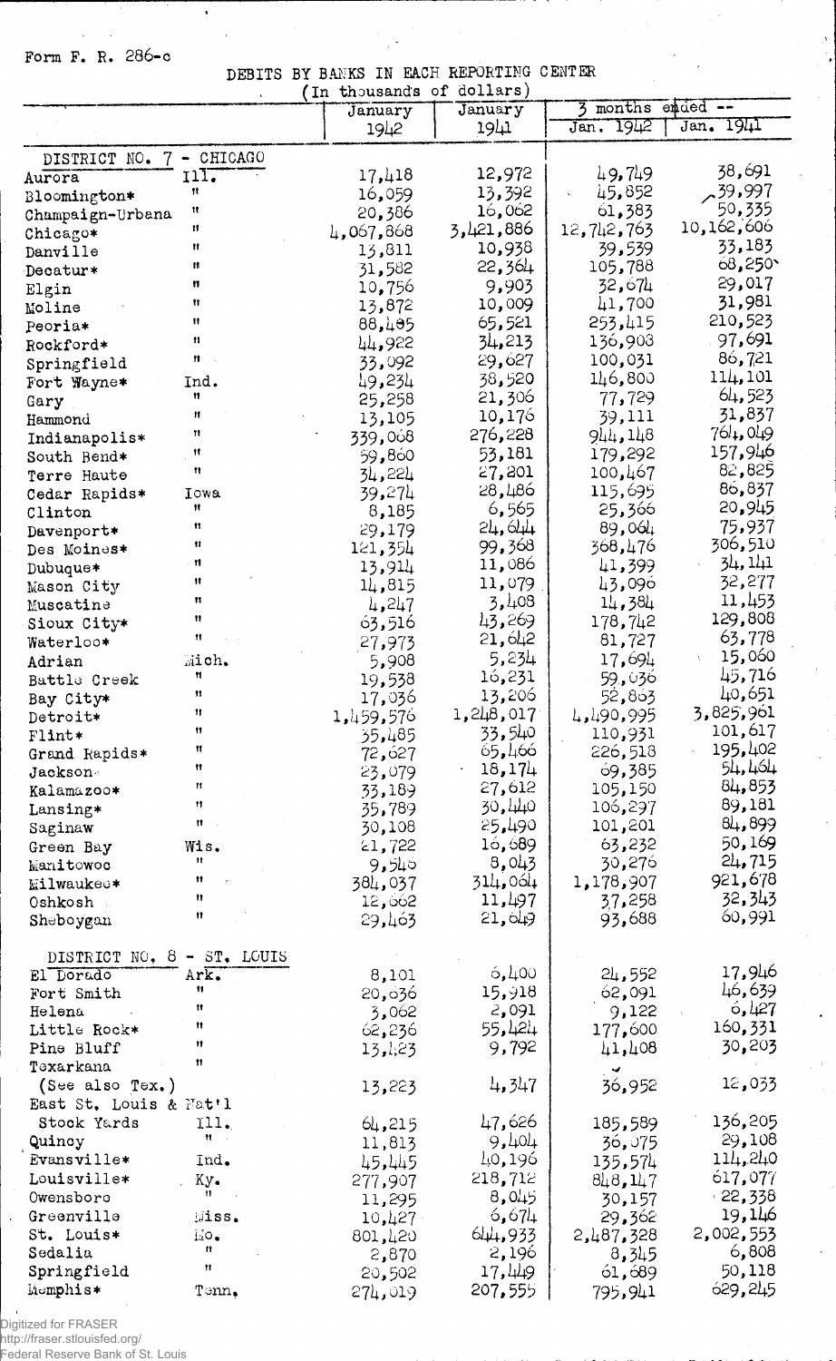Form F. R. 286-c

DEBITS BY BANKS IN EACH REPORTING CENTER

(In thousands of dollars)

| | | January 1942 | January 1941 | 3 months ended -- Jan. 1942 | Jan. 1941 |
|---|---|---|---|---|---|
| DISTRICT NO. 7 - CHICAGO | | | | | |
| Aurora | Ill. | 17,418 | 12,972 | 49,749 | 38,691 |
| Bloomington* | " | 16,059 | 13,392 | 45,852 | 39,997 |
| Champaign-Urbana | " | 20,386 | 16,062 | 61,383 | 50,335 |
| Chicago* | " | 4,067,868 | 3,421,886 | 12,742,763 | 10,162,606 |
| Danville | " | 13,811 | 10,938 | 39,539 | 33,183 |
| Decatur* | " | 31,582 | 22,364 | 105,788 | 68,250 |
| Elgin | " | 10,756 | 9,903 | 32,674 | 29,017 |
| Moline | " | 13,872 | 10,009 | 41,700 | 31,981 |
| Peoria* | " | 88,485 | 65,521 | 253,415 | 210,523 |
| Rockford* | " | 44,922 | 34,213 | 136,908 | 97,691 |
| Springfield | " | 33,092 | 29,627 | 100,031 | 86,721 |
| Fort Wayne* | Ind. | 49,234 | 38,520 | 146,800 | 114,101 |
| Gary | " | 25,258 | 21,306 | 77,729 | 64,523 |
| Hammond | " | 13,105 | 10,176 | 39,111 | 31,837 |
| Indianapolis* | " | 339,068 | 276,228 | 944,148 | 764,049 |
| South Bend* | " | 59,860 | 53,181 | 179,292 | 157,946 |
| Terre Haute | " | 34,224 | 27,201 | 100,467 | 82,825 |
| Cedar Rapids* | Iowa | 39,274 | 28,486 | 115,695 | 86,837 |
| Clinton | " | 8,185 | 6,565 | 25,366 | 20,945 |
| Davenport* | " | 29,179 | 24,644 | 89,064 | 75,937 |
| Des Moines* | " | 121,354 | 99,368 | 368,476 | 306,510 |
| Dubuque* | " | 13,914 | 11,086 | 41,399 | 34,141 |
| Mason City | " | 14,815 | 11,079 | 43,096 | 32,277 |
| Muscatine | " | 4,247 | 3,408 | 14,384 | 11,453 |
| Sioux City* | " | 63,516 | 43,269 | 178,742 | 129,808 |
| Waterloo* | " | 27,973 | 21,642 | 81,727 | 63,778 |
| Adrian | Mich. | 5,908 | 5,234 | 17,694 | 15,060 |
| Battle Creek | " | 19,538 | 16,231 | 59,036 | 45,716 |
| Bay City* | " | 17,036 | 13,206 | 52,863 | 40,651 |
| Detroit* | " | 1,459,576 | 1,248,017 | 4,490,995 | 3,825,961 |
| Flint* | " | 35,485 | 33,540 | 110,931 | 101,617 |
| Grand Rapids* | " | 72,627 | 65,466 | 226,518 | 195,402 |
| Jackson | " | 23,079 | 18,174 | 69,385 | 54,464 |
| Kalamazoo* | " | 33,189 | 27,612 | 105,150 | 84,853 |
| Lansing* | " | 35,789 | 30,440 | 106,297 | 89,181 |
| Saginaw | " | 30,108 | 25,490 | 101,201 | 84,899 |
| Green Bay | Wis. | 21,722 | 16,689 | 63,232 | 50,169 |
| Manitowoc | " | 9,546 | 8,043 | 30,276 | 24,715 |
| Milwaukee* | " | 384,037 | 314,064 | 1,178,907 | 921,678 |
| Oshkosh | " | 12,662 | 11,497 | 37,258 | 32,343 |
| Sheboygan | " | 29,463 | 21,649 | 93,688 | 60,991 |
| DISTRICT NO. 8 - ST. LOUIS | | | | | |
| El Dorado | Ark. | 8,101 | 6,400 | 24,552 | 17,946 |
| Fort Smith | " | 20,036 | 15,918 | 62,091 | 46,639 |
| Helena | " | 3,062 | 2,091 | 9,122 | 6,427 |
| Little Rock* | " | 62,236 | 55,424 | 177,600 | 160,331 |
| Pine Bluff | " | 13,423 | 9,792 | 41,408 | 30,203 |
| Texarkana (See also Tex.) | " | 13,223 | 4,347 | 36,952 | 12,033 |
| East St. Louis & Nat'l Stock Yards | Ill. | 64,215 | 47,626 | 185,589 | 136,205 |
| Quincy | " | 11,813 | 9,404 | 36,075 | 29,108 |
| Evansville* | Ind. | 45,445 | 40,196 | 135,574 | 114,240 |
| Louisville* | Ky. | 277,907 | 218,712 | 848,147 | 617,077 |
| Owensboro | " | 11,295 | 8,045 | 30,157 | 22,338 |
| Greenville | Miss. | 10,427 | 6,674 | 29,362 | 19,146 |
| St. Louis* | Mo. | 801,420 | 644,933 | 2,487,328 | 2,002,553 |
| Sedalia | " | 2,870 | 2,196 | 8,345 | 6,808 |
| Springfield | " | 20,502 | 17,449 | 61,689 | 50,118 |
| Memphis* | Tenn. | 274,019 | 207,555 | 795,941 | 629,245 |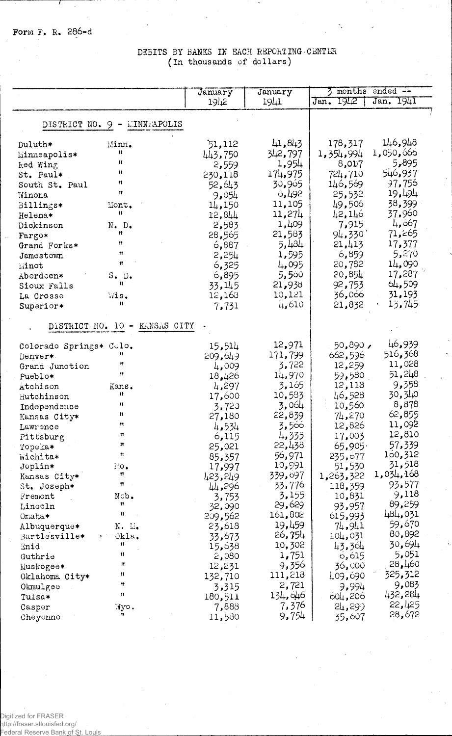Form F. R. 286-d

## DEBITS BY BANKS IN EACH REPORTING CENTER
(In thousands of dollars)

| | | January 1942 | January 1941 | 3 months ended -- Jan. 1942 | Jan. 1941 |
|---|---|---|---|---|---|
| **DISTRICT NO. 9 - MINNEAPOLIS** | | | | | |
| Duluth* | Minn. | 51,112 | 41,843 | 178,317 | 146,948 |
| Minneapolis* | " | 443,750 | 342,797 | 1,354,994 | 1,050,666 |
| Red Wing | " | 2,559 | 1,954 | 8,017 | 5,895 |
| St. Paul* | " | 230,118 | 174,975 | 724,710 | 546,937 |
| South St. Paul | " | 52,643 | 30,965 | 146,569 | 97,756 |
| Winona | " | 9,054 | 6,492 | 25,532 | 19,494 |
| Billings* | Mont. | 14,150 | 11,105 | 49,506 | 38,399 |
| Helena* | " | 12,844 | 11,274 | 42,146 | 37,960 |
| Dickinson | N. D. | 2,583 | 1,409 | 7,915 | 4,667 |
| Fargo* | " | 28,565 | 21,583 | 94,330 | 71,265 |
| Grand Forks* | " | 6,887 | 5,484 | 21,413 | 17,377 |
| Jamestown | " | 2,254 | 1,595 | 6,859 | 5,270 |
| Minot | " | 6,325 | 4,095 | 20,782 | 14,090 |
| Aberdeen* | S. D. | 6,895 | 5,560 | 20,854 | 17,287 |
| Sioux Falls | " | 33,145 | 21,938 | 92,753 | 64,509 |
| La Crosse | Wis. | 12,168 | 10,121 | 36,066 | 31,193 |
| Superior* | " | 7,731 | 4,610 | 21,832 | 13,745 |
| **DISTRICT NO. 10 - KANSAS CITY** | | | | | |
| Colorado Springs* | Colo. | 15,514 | 12,971 | 50,890 | 46,939 |
| Denver* | " | 209,649 | 171,799 | 662,596 | 516,368 |
| Grand Junction | " | 4,009 | 3,722 | 12,259 | 11,028 |
| Pueblo* | " | 18,426 | 14,970 | 59,580 | 51,248 |
| Atchison | Kans. | 4,297 | 3,165 | 12,118 | 9,358 |
| Hutchinson | " | 17,600 | 10,583 | 46,528 | 30,340 |
| Independence | " | 3,720 | 3,064 | 10,560 | 8,878 |
| Kansas City* | " | 27,180 | 22,839 | 74,270 | 62,855 |
| Lawrence | " | 4,534 | 3,566 | 12,826 | 11,092 |
| Pittsburg | " | 6,115 | 4,335 | 17,003 | 12,810 |
| Topeka* | " | 25,021 | 22,438 | 65,905 | 57,339 |
| Wichita* | " | 85,357 | 56,971 | 235,677 | 160,312 |
| Joplin* | Mo. | 17,997 | 10,991 | 51,530 | 31,518 |
| Kansas City* | " | 423,249 | 339,697 | 1,263,322 | 1,034,168 |
| St. Joseph* | " | 44,296 | 33,776 | 118,359 | 93,577 |
| Fremont | Neb. | 3,753 | 3,155 | 10,831 | 9,118 |
| Lincoln | " | 32,090 | 29,629 | 93,957 | 89,259 |
| Omaha* | " | 209,562 | 161,802 | 615,993 | 484,031 |
| Albuquerque* | N. M. | 23,618 | 19,459 | 74,941 | 59,670 |
| Bartlesville* | Okla. | 33,673 | 26,754 | 104,031 | 80,892 |
| Enid | " | 15,638 | 10,302 | 43,364 | 30,694 |
| Guthrie | " | 2,080 | 1,751 | 6,615 | 5,051 |
| Muskogee* | " | 12,231 | 9,356 | 36,000 | 28,460 |
| Oklahoma City* | " | 132,710 | 111,218 | 409,690 | 325,312 |
| Okmulgee | " | 3,315 | 2,721 | 9,994 | 9,083 |
| Tulsa* | " | 180,511 | 134,646 | 604,206 | 432,284 |
| Casper | Wyo. | 7,888 | 7,376 | 24,299 | 22,425 |
| Cheyenne | " | 11,580 | 9,754 | 35,607 | 28,672 |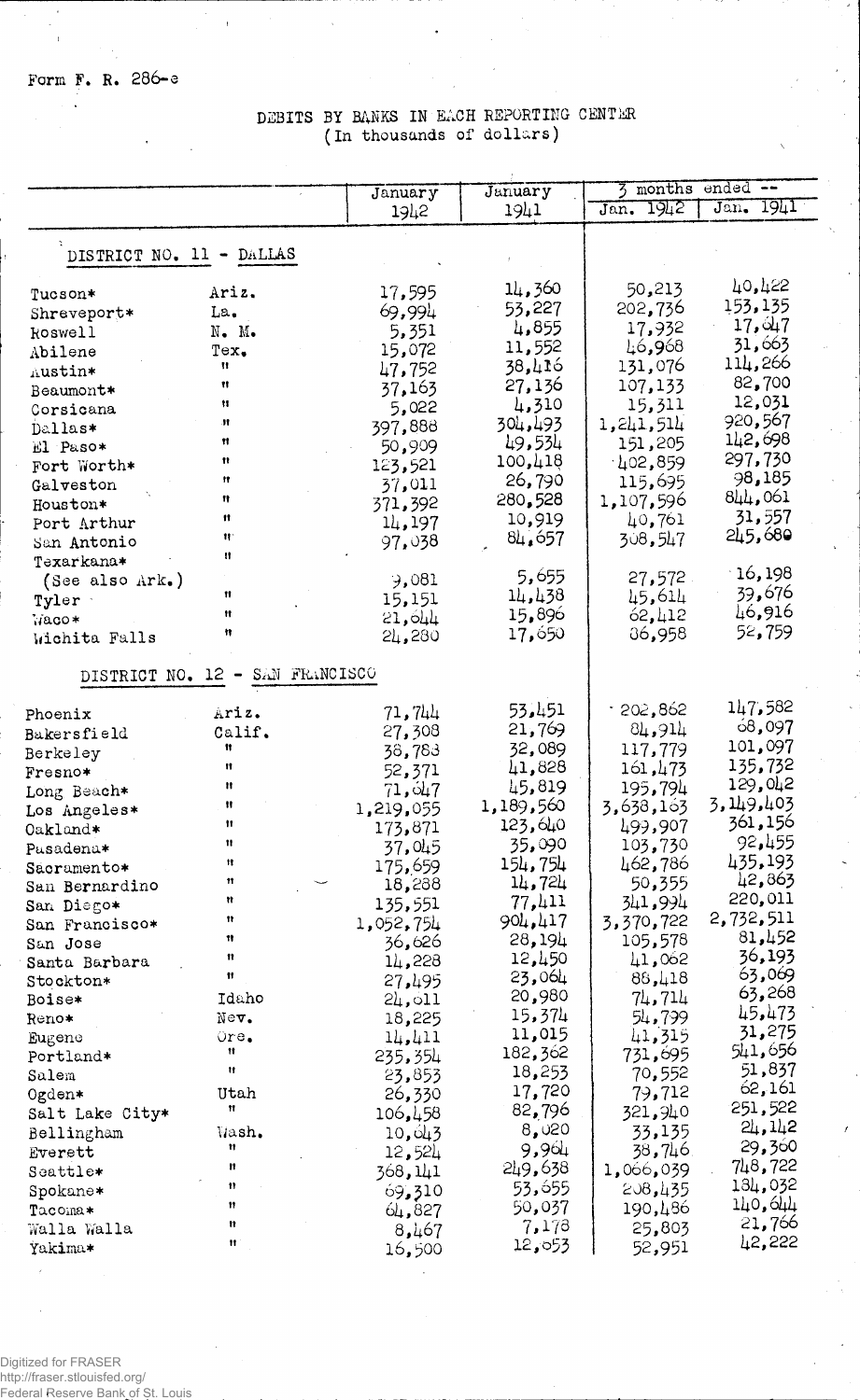Form F. R. 286-e

## DEBITS BY BANKS IN EACH REPORTING CENTER
(In thousands of dollars)

| | | January 1942 | January 1941 | 3 months ended -- Jan. 1942 | Jan. 1941 |
|---|---|---|---|---|---|
| **DISTRICT NO. 11 - DALLAS** | | | | | |
| Tucson* | Ariz. | 17,595 | 14,360 | 50,213 | 40,422 |
| Shreveport* | La. | 69,994 | 53,227 | 202,736 | 153,135 |
| Roswell | N. M. | 5,351 | 4,855 | 17,932 | 17,647 |
| Abilene | Tex. | 15,072 | 11,552 | 46,968 | 31,663 |
| Austin* | " | 47,752 | 38,416 | 131,076 | 114,266 |
| Beaumont* | " | 37,163 | 27,136 | 107,133 | 82,700 |
| Corsicana | " | 5,022 | 4,310 | 15,311 | 12,031 |
| Dallas* | " | 397,888 | 304,493 | 1,241,514 | 920,567 |
| El Paso* | " | 50,909 | 49,534 | 151,205 | 142,698 |
| Fort Worth* | " | 123,521 | 100,418 | 402,859 | 297,730 |
| Galveston | " | 37,011 | 26,790 | 115,695 | 98,185 |
| Houston* | " | 371,392 | 280,528 | 1,107,596 | 844,061 |
| Port Arthur | " | 14,197 | 10,919 | 40,761 | 31,557 |
| San Antonio | " | 97,038 | 84,657 | 308,547 | 245,680 |
| Texarkana* (See also Ark.) | " | 9,081 | 5,655 | 27,572 | 16,198 |
| Tyler | " | 15,151 | 14,438 | 45,614 | 39,676 |
| Waco* | " | 21,644 | 15,896 | 62,412 | 46,916 |
| Wichita Falls | " | 24,280 | 17,650 | 86,958 | 52,759 |
| **DISTRICT NO. 12 - SAN FRANCISCO** | | | | | |
| Phoenix | Ariz. | 71,744 | 53,451 | 202,862 | 147,582 |
| Bakersfield | Calif. | 27,308 | 21,769 | 84,914 | 68,097 |
| Berkeley | " | 38,783 | 32,089 | 117,779 | 101,097 |
| Fresno* | " | 52,371 | 41,828 | 161,473 | 135,732 |
| Long Beach* | " | 71,647 | 45,819 | 195,794 | 129,042 |
| Los Angeles* | " | 1,219,055 | 1,189,560 | 3,638,163 | 3,149,403 |
| Oakland* | " | 173,871 | 123,640 | 499,907 | 361,156 |
| Pasadena* | " | 37,045 | 35,090 | 103,730 | 92,455 |
| Sacramento* | " | 175,659 | 154,754 | 462,786 | 435,193 |
| San Bernardino | " | 18,288 | 14,724 | 50,355 | 42,863 |
| San Diego* | " | 135,551 | 77,411 | 341,994 | 220,011 |
| San Francisco* | " | 1,052,754 | 904,417 | 3,370,722 | 2,732,511 |
| San Jose | " | 36,626 | 28,194 | 105,578 | 81,452 |
| Santa Barbara | " | 14,228 | 12,450 | 41,062 | 36,193 |
| Stockton* | " | 27,495 | 23,064 | 88,418 | 63,069 |
| Boise* | Idaho | 24,011 | 20,980 | 74,714 | 63,268 |
| Reno* | Nev. | 18,225 | 15,374 | 54,799 | 45,473 |
| Eugene | Ore. | 14,411 | 11,015 | 41,315 | 31,275 |
| Portland* | " | 235,354 | 182,362 | 731,695 | 541,656 |
| Salem | " | 23,853 | 18,253 | 70,552 | 51,837 |
| Ogden* | Utah | 26,330 | 17,720 | 79,712 | 62,161 |
| Salt Lake City* | " | 106,458 | 82,796 | 321,940 | 251,522 |
| Bellingham | Wash. | 10,643 | 8,020 | 33,135 | 24,142 |
| Everett | " | 12,524 | 9,964 | 38,746 | 29,360 |
| Seattle* | " | 368,141 | 249,638 | 1,066,039 | 748,722 |
| Spokane* | " | 69,310 | 53,655 | 208,435 | 184,032 |
| Tacoma* | " | 64,827 | 50,037 | 190,486 | 140,644 |
| Walla Walla | " | 8,467 | 7,178 | 25,803 | 21,766 |
| Yakima* | " | 16,500 | 12,053 | 52,951 | 42,222 |